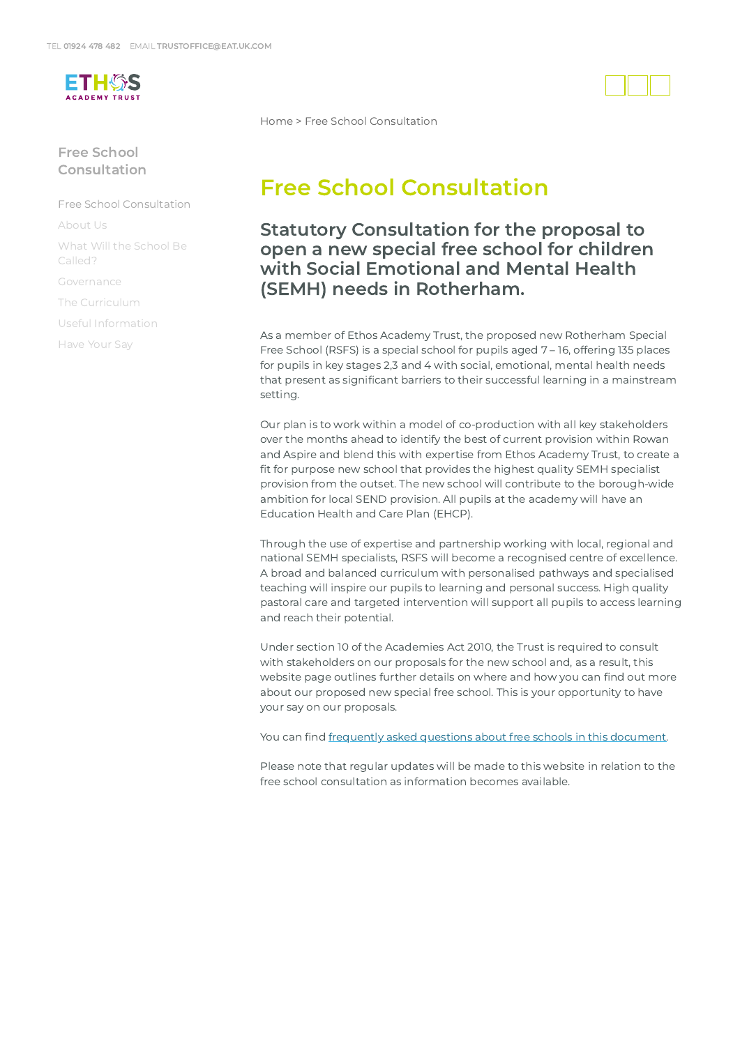TEL **01924 478 482** EMAIL **TRUSTOFFICE@EAT.UK.COM**

ETHOS ACADEMY TRUST

Home > Free School Consultation

## Free School Consultation

- Free School Consultation
- About Us
- What Will the School Be Called?
- Governance
- The Curriculum
- Useful Information
- Have Your Say

# Free School Consultation

## Statutory Consultation for the proposal to open a new special free school for children with Social Emotional and Mental Health (SEMH) needs in Rotherham.

As a member of Ethos Academy Trust, the proposed new Rotherham Special Free School (RSFS) is a special school for pupils aged 7 – 16, offering 135 places for pupils in key stages 2,3 and 4 with social, emotional, mental health needs that present as significant barriers to their successful learning in a mainstream setting.

Our plan is to work within a model of co-production with all key stakeholders over the months ahead to identify the best of current provision within Rowan and Aspire and blend this with expertise from Ethos Academy Trust, to create a fit for purpose new school that provides the highest quality SEMH specialist provision from the outset. The new school will contribute to the borough-wide ambition for local SEND provision. All pupils at the academy will have an Education Health and Care Plan (EHCP).

Through the use of expertise and partnership working with local, regional and national SEMH specialists, RSFS will become a recognised centre of excellence. A broad and balanced curriculum with personalised pathways and specialised teaching will inspire our pupils to learning and personal success. High quality pastoral care and targeted intervention will support all pupils to access learning and reach their potential.

Under section 10 of the Academies Act 2010, the Trust is required to consult with stakeholders on our proposals for the new school and, as a result, this website page outlines further details on where and how you can find out more about our proposed new special free school. This is your opportunity to have your say on our proposals.

You can find [frequently asked questions about free schools in this document](#).

Please note that regular updates will be made to this website in relation to the free school consultation as information becomes available.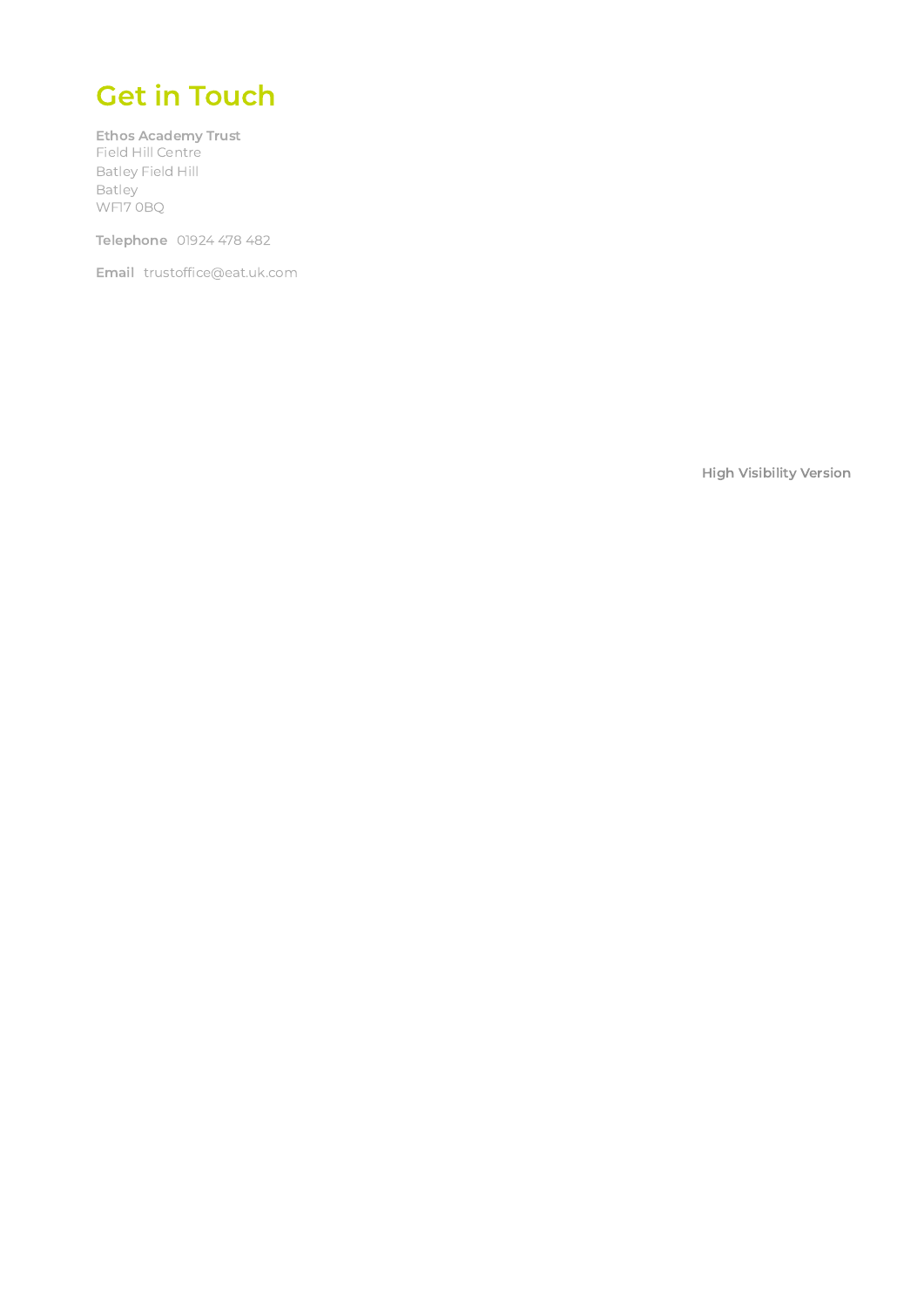# Get in Touch

**Ethos Academy Trust**
Field Hill Centre
Batley Field Hill
Batley
WF17 0BQ

**Telephone** 01924 478 482

**Email** trustoffice@eat.uk.com

**High Visibility Version**